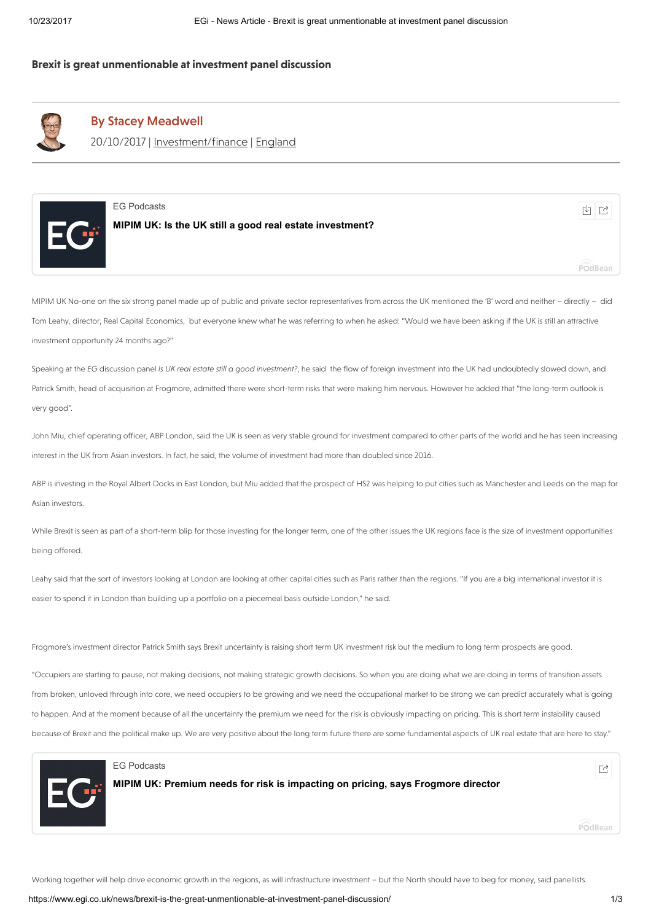# Brexit is great unmentionable at investment panel discussion

**By Stacey Meadwell**

20/10/2017 | Investment/finance | England

EG Podcasts

**MIPIM UK: Is the UK still a good real estate investment?**

MIPIM UK No-one on the six strong panel made up of public and private sector representatives from across the UK mentioned the 'B' word and neither – directly – did Tom Leahy, director, Real Capital Economics, but everyone knew what he was referring to when he asked: "Would we have been asking if the UK is still an attractive investment opportunity 24 months ago?"

Speaking at the *EG* discussion panel *Is UK real estate still a good investment?*, he said the flow of foreign investment into the UK had undoubtedly slowed down, and Patrick Smith, head of acquisition at Frogmore, admitted there were short-term risks that were making him nervous. However he added that "the long-term outlook is very good".

John Miu, chief operating officer, ABP London, said the UK is seen as very stable ground for investment compared to other parts of the world and he has seen increasing interest in the UK from Asian investors. In fact, he said, the volume of investment had more than doubled since 2016.

ABP is investing in the Royal Albert Docks in East London, but Miu added that the prospect of HS2 was helping to put cities such as Manchester and Leeds on the map for Asian investors.

While Brexit is seen as part of a short-term blip for those investing for the longer term, one of the other issues the UK regions face is the size of investment opportunities being offered.

Leahy said that the sort of investors looking at London are looking at other capital cities such as Paris rather than the regions. "If you are a big international investor it is easier to spend it in London than building up a portfolio on a piecemeal basis outside London," he said.

Frogmore's investment director Patrick Smith says Brexit uncertainty is raising short term UK investment risk but the medium to long term prospects are good.

"Occupiers are starting to pause, not making decisions, not making strategic growth decisions. So when you are doing what we are doing in terms of transition assets from broken, unloved through into core, we need occupiers to be growing and we need the occupational market to be strong we can predict accurately what is going to happen. And at the moment because of all the uncertainty the premium we need for the risk is obviously impacting on pricing. This is short term instability caused because of Brexit and the political make up. We are very positive about the long term future there are some fundamental aspects of UK real estate that are here to stay."

EG Podcasts

**MIPIM UK: Premium needs for risk is impacting on pricing, says Frogmore director**

Working together will help drive economic growth in the regions, as will infrastructure investment – but the North should have to beg for money, said panellists.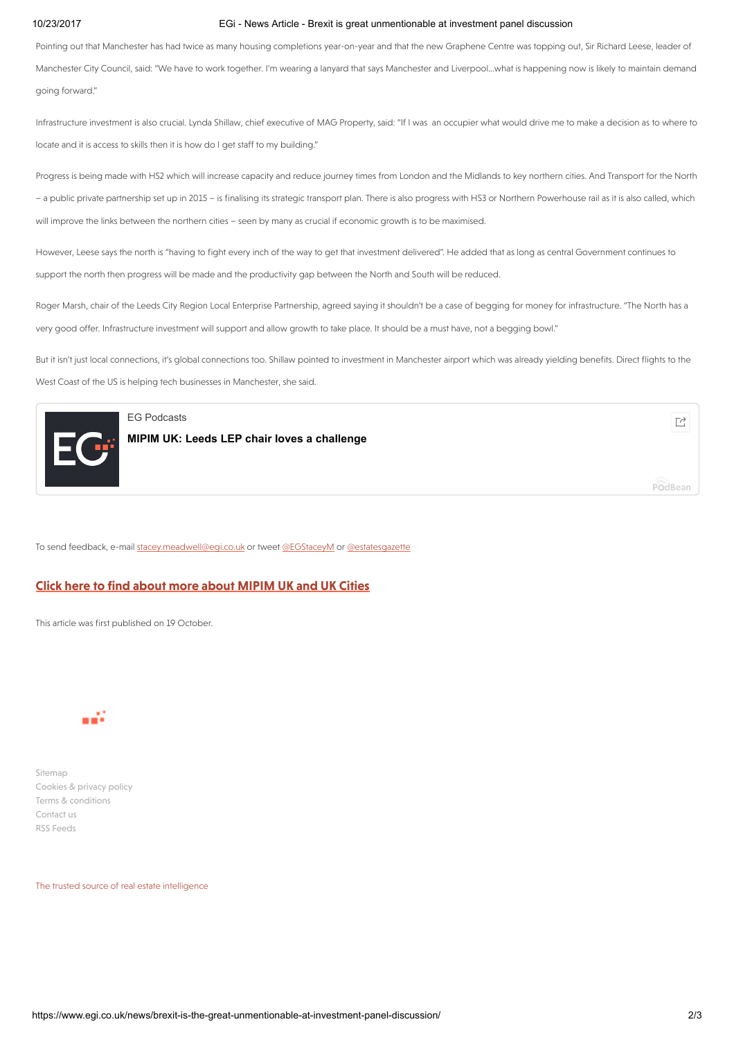Pointing out that Manchester has had twice as many housing completions year-on-year and that the new Graphene Centre was topping out, Sir Richard Leese, leader of Manchester City Council, said: "We have to work together. I'm wearing a lanyard that says Manchester and Liverpool…what is happening now is likely to maintain demand going forward."

Infrastructure investment is also crucial. Lynda Shillaw, chief executive of MAG Property, said: "If I was an occupier what would drive me to make a decision as to where to locate and it is access to skills then it is how do I get staff to my building."

Progress is being made with HS2 which will increase capacity and reduce journey times from London and the Midlands to key northern cities. And Transport for the North – a public private partnership set up in 2015 – is finalising its strategic transport plan. There is also progress with HS3 or Northern Powerhouse rail as it is also called, which will improve the links between the northern cities – seen by many as crucial if economic growth is to be maximised.

However, Leese says the north is "having to fight every inch of the way to get that investment delivered". He added that as long as central Government continues to support the north then progress will be made and the productivity gap between the North and South will be reduced.

Roger Marsh, chair of the Leeds City Region Local Enterprise Partnership, agreed saying it shouldn't be a case of begging for money for infrastructure. "The North has a very good offer. Infrastructure investment will support and allow growth to take place. It should be a must have, not a begging bowl."

But it isn't just local connections, it's global connections too. Shillaw pointed to investment in Manchester airport which was already yielding benefits. Direct flights to the West Coast of the US is helping tech businesses in Manchester, she said.

EG Podcasts

**MIPIM UK: Leeds LEP chair loves a challenge**

To send feedback, e-mail stacey.meadwell@egi.co.uk or tweet @EGStaceyM or @estatesgazette

**Click here to find about more about MIPIM UK and UK Cities**

This article was first published on 19 October.

Sitemap
Cookies & privacy policy
Terms & conditions
Contact us
RSS Feeds

The trusted source of real estate intelligence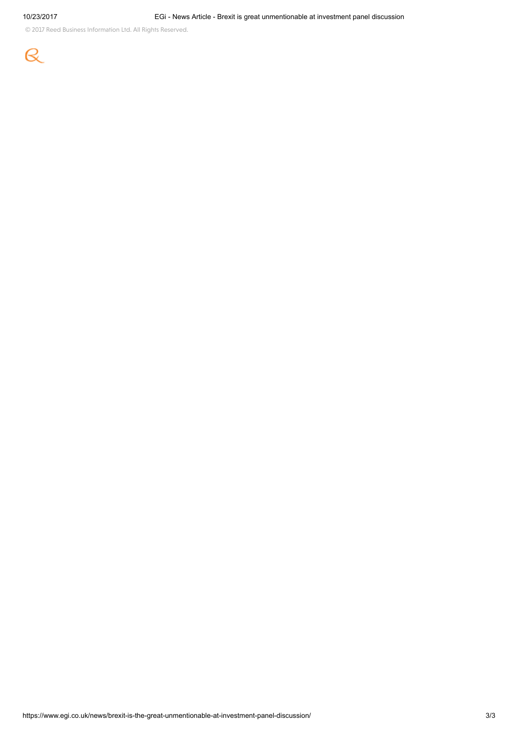© 2017 Reed Business Information Ltd. All Rights Reserved.